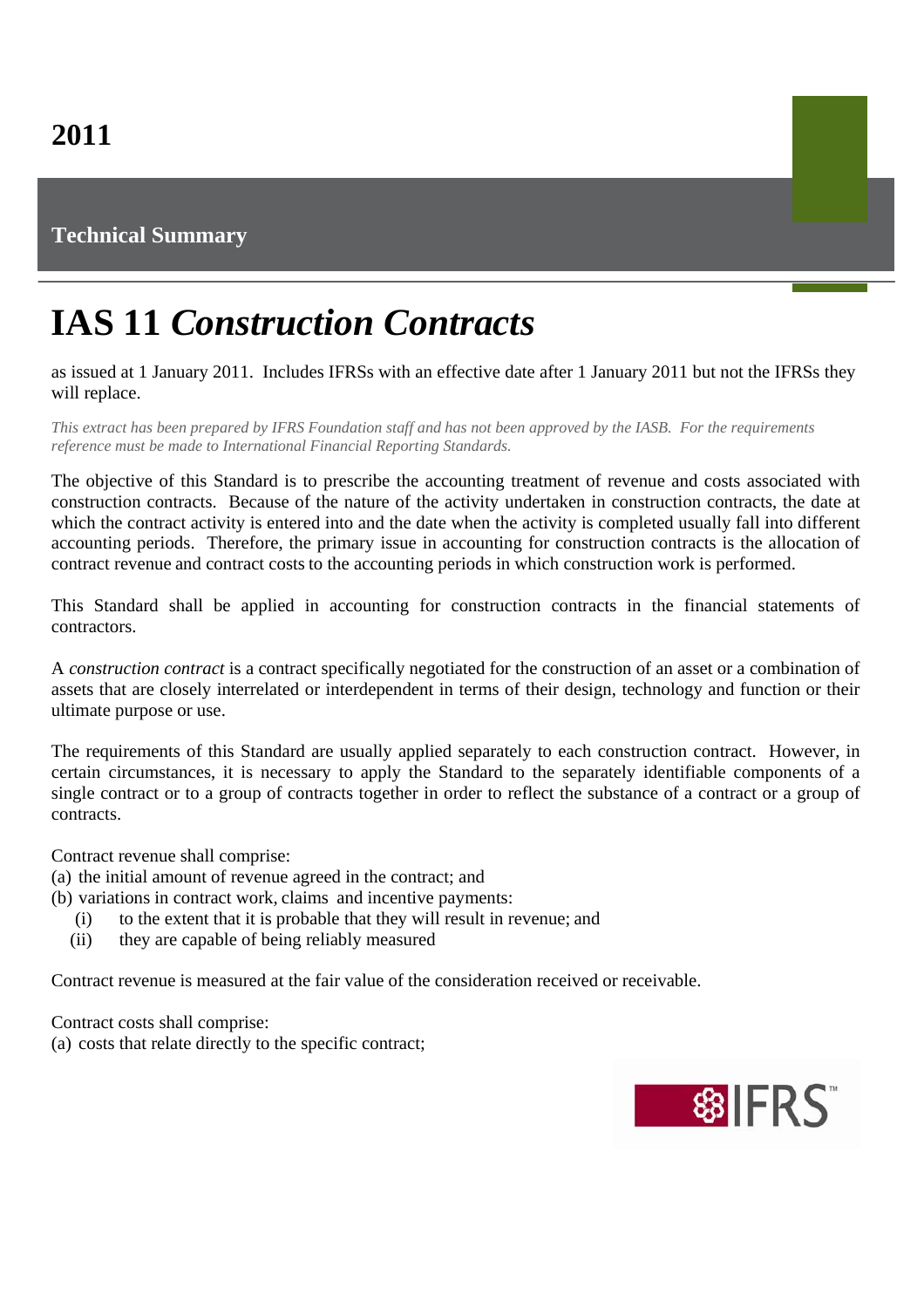**2011**

**Technical Summary**

# IAS 11 *Construction Contracts*

as issued at 1 January 2011. Includes IFRSs with an effective date after 1 January 2011 but not the IFRSs they will replace.

*This extract has been prepared by IFRS Foundation staff and has not been approved by the IASB. For the requirements reference must be made to International Financial Reporting Standards.*

The objective of this Standard is to prescribe the accounting treatment of revenue and costs associated with construction contracts. Because of the nature of the activity undertaken in construction contracts, the date at which the contract activity is entered into and the date when the activity is completed usually fall into different accounting periods. Therefore, the primary issue in accounting for construction contracts is the allocation of contract revenue and contract costs to the accounting periods in which construction work is performed.

This Standard shall be applied in accounting for construction contracts in the financial statements of contractors.

A *construction contract* is a contract specifically negotiated for the construction of an asset or a combination of assets that are closely interrelated or interdependent in terms of their design, technology and function or their ultimate purpose or use.

The requirements of this Standard are usually applied separately to each construction contract. However, in certain circumstances, it is necessary to apply the Standard to the separately identifiable components of a single contract or to a group of contracts together in order to reflect the substance of a contract or a group of contracts.

Contract revenue shall comprise:

(a) the initial amount of revenue agreed in the contract; and

(b) variations in contract work, claims and incentive payments:

  (i) to the extent that it is probable that they will result in revenue; and

  (ii) they are capable of being reliably measured

Contract revenue is measured at the fair value of the consideration received or receivable.

Contract costs shall comprise:

(a) costs that relate directly to the specific contract;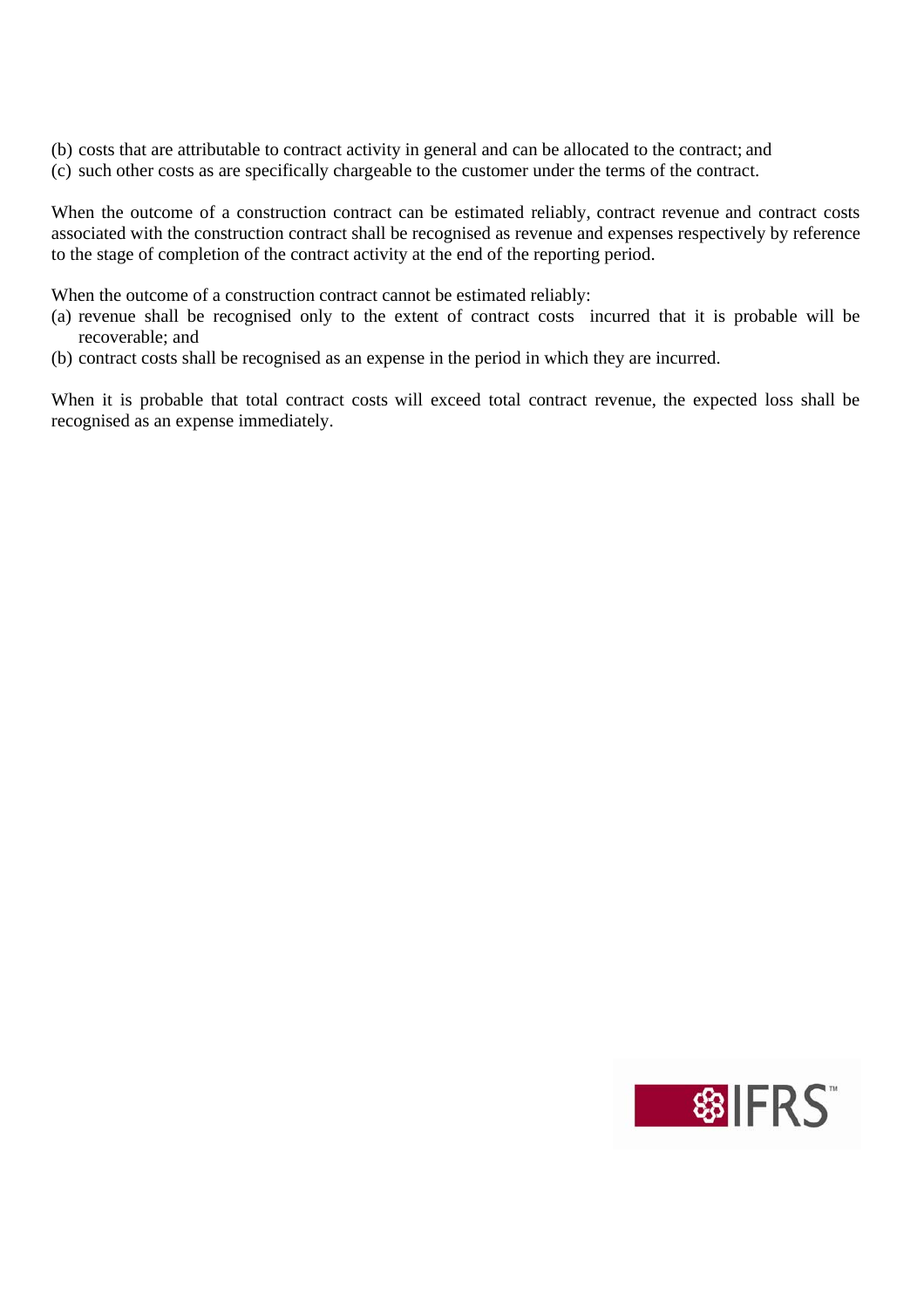(b) costs that are attributable to contract activity in general and can be allocated to the contract; and
(c) such other costs as are specifically chargeable to the customer under the terms of the contract.

When the outcome of a construction contract can be estimated reliably, contract revenue and contract costs associated with the construction contract shall be recognised as revenue and expenses respectively by reference to the stage of completion of the contract activity at the end of the reporting period.

When the outcome of a construction contract cannot be estimated reliably:
(a) revenue shall be recognised only to the extent of contract costs incurred that it is probable will be recoverable; and
(b) contract costs shall be recognised as an expense in the period in which they are incurred.

When it is probable that total contract costs will exceed total contract revenue, the expected loss shall be recognised as an expense immediately.